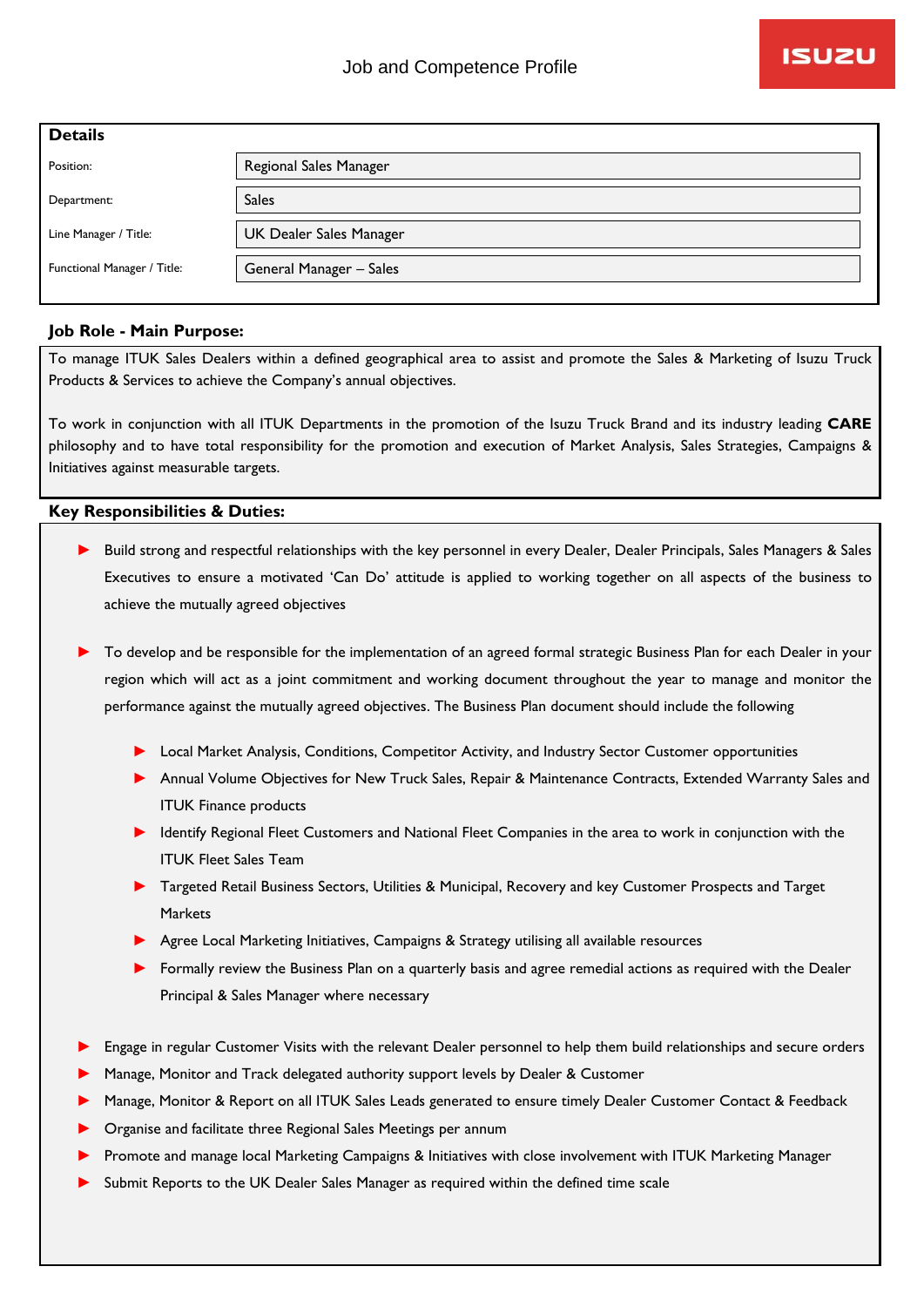# Job and Competence Profile

## Details

| Field | Value |
|---|---|
| Position: | Regional Sales Manager |
| Department: | Sales |
| Line Manager / Title: | UK Dealer Sales Manager |
| Functional Manager / Title: | General Manager – Sales |

## Job Role - Main Purpose:

To manage ITUK Sales Dealers within a defined geographical area to assist and promote the Sales & Marketing of Isuzu Truck Products & Services to achieve the Company's annual objectives.

To work in conjunction with all ITUK Departments in the promotion of the Isuzu Truck Brand and its industry leading **CARE** philosophy and to have total responsibility for the promotion and execution of Market Analysis, Sales Strategies, Campaigns & Initiatives against measurable targets.

## Key Responsibilities & Duties:

- Build strong and respectful relationships with the key personnel in every Dealer, Dealer Principals, Sales Managers & Sales Executives to ensure a motivated 'Can Do' attitude is applied to working together on all aspects of the business to achieve the mutually agreed objectives

- To develop and be responsible for the implementation of an agreed formal strategic Business Plan for each Dealer in your region which will act as a joint commitment and working document throughout the year to manage and monitor the performance against the mutually agreed objectives. The Business Plan document should include the following
  - Local Market Analysis, Conditions, Competitor Activity, and Industry Sector Customer opportunities
  - Annual Volume Objectives for New Truck Sales, Repair & Maintenance Contracts, Extended Warranty Sales and ITUK Finance products
  - Identify Regional Fleet Customers and National Fleet Companies in the area to work in conjunction with the ITUK Fleet Sales Team
  - Targeted Retail Business Sectors, Utilities & Municipal, Recovery and key Customer Prospects and Target Markets
  - Agree Local Marketing Initiatives, Campaigns & Strategy utilising all available resources
  - Formally review the Business Plan on a quarterly basis and agree remedial actions as required with the Dealer Principal & Sales Manager where necessary

- Engage in regular Customer Visits with the relevant Dealer personnel to help them build relationships and secure orders
- Manage, Monitor and Track delegated authority support levels by Dealer & Customer
- Manage, Monitor & Report on all ITUK Sales Leads generated to ensure timely Dealer Customer Contact & Feedback
- Organise and facilitate three Regional Sales Meetings per annum
- Promote and manage local Marketing Campaigns & Initiatives with close involvement with ITUK Marketing Manager
- Submit Reports to the UK Dealer Sales Manager as required within the defined time scale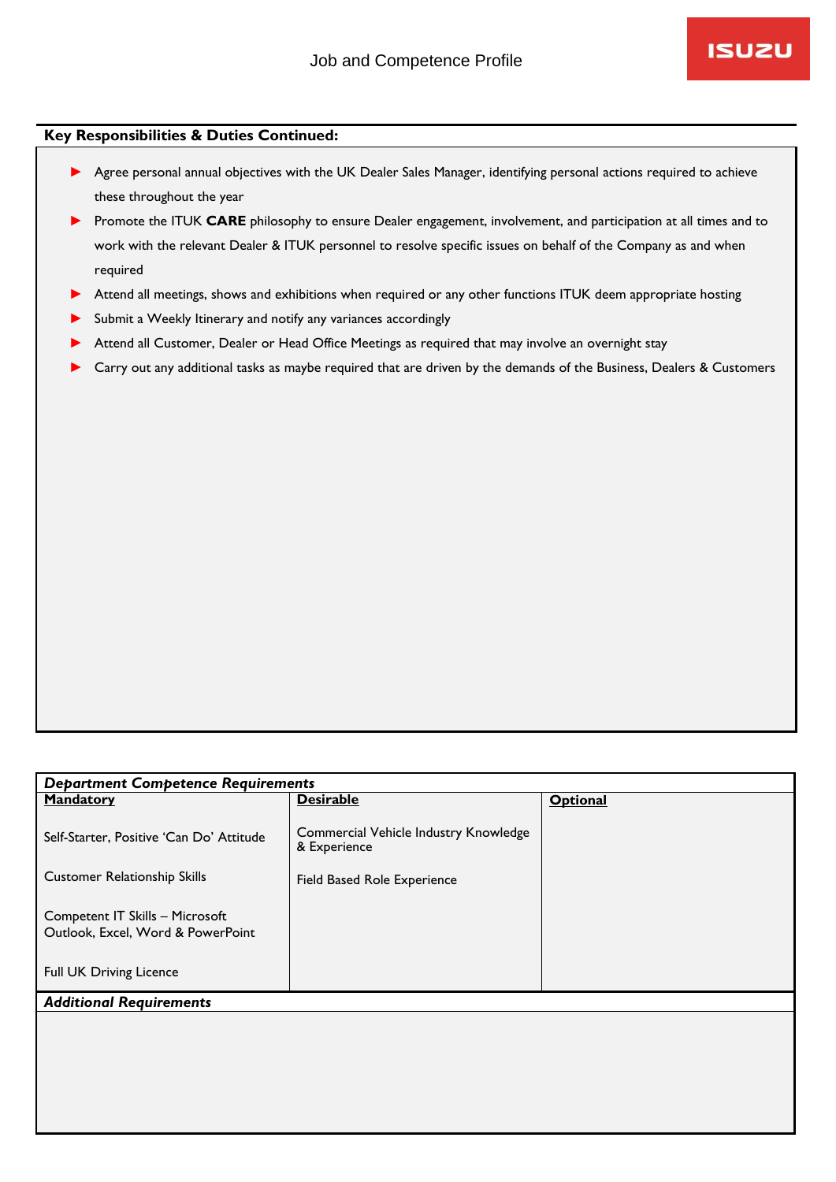### Key Responsibilities & Duties Continued:

- Agree personal annual objectives with the UK Dealer Sales Manager, identifying personal actions required to achieve these throughout the year
- Promote the ITUK **CARE** philosophy to ensure Dealer engagement, involvement, and participation at all times and to work with the relevant Dealer & ITUK personnel to resolve specific issues on behalf of the Company as and when required
- Attend all meetings, shows and exhibitions when required or any other functions ITUK deem appropriate hosting
- Submit a Weekly Itinerary and notify any variances accordingly
- Attend all Customer, Dealer or Head Office Meetings as required that may involve an overnight stay
- Carry out any additional tasks as maybe required that are driven by the demands of the Business, Dealers & Customers

***Department Competence Requirements***

| **Mandatory** | **Desirable** | **Optional** |
|---|---|---|
| Self-Starter, Positive 'Can Do' Attitude | Commercial Vehicle Industry Knowledge & Experience | |
| Customer Relationship Skills | Field Based Role Experience | |
| Competent IT Skills – Microsoft Outlook, Excel, Word & PowerPoint | | |
| Full UK Driving Licence | | |

***Additional Requirements***